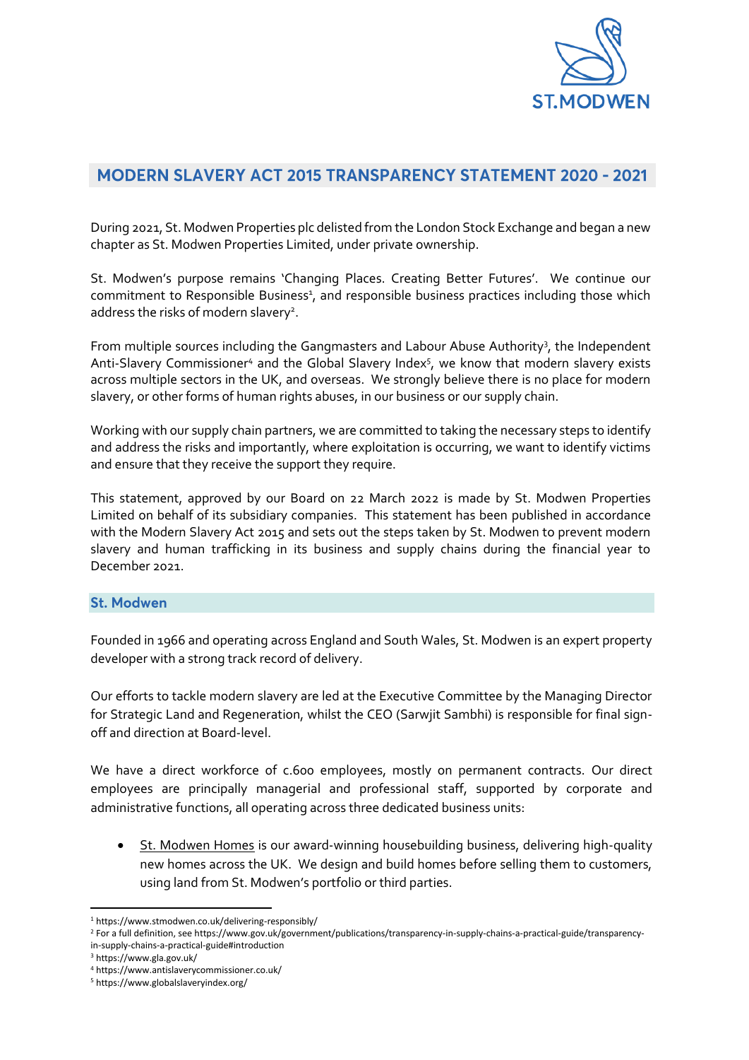# MODERN SLAVERY ACT 2015 TRANSPARENCY STATEMENT 2020 - 2021

During 2021, St. Modwen Properties plc delisted from the London Stock Exchange and began a new chapter as St. Modwen Properties Limited, under private ownership.

St. Modwen's purpose remains 'Changing Places. Creating Better Futures'. We continue our commitment to Responsible Business[1], and responsible business practices including those which address the risks of modern slavery[2].

From multiple sources including the Gangmasters and Labour Abuse Authority[3], the Independent Anti-Slavery Commissioner[4] and the Global Slavery Index[5], we know that modern slavery exists across multiple sectors in the UK, and overseas. We strongly believe there is no place for modern slavery, or other forms of human rights abuses, in our business or our supply chain.

Working with our supply chain partners, we are committed to taking the necessary steps to identify and address the risks and importantly, where exploitation is occurring, we want to identify victims and ensure that they receive the support they require.

This statement, approved by our Board on 22 March 2022 is made by St. Modwen Properties Limited on behalf of its subsidiary companies. This statement has been published in accordance with the Modern Slavery Act 2015 and sets out the steps taken by St. Modwen to prevent modern slavery and human trafficking in its business and supply chains during the financial year to December 2021.

## St. Modwen

Founded in 1966 and operating across England and South Wales, St. Modwen is an expert property developer with a strong track record of delivery.

Our efforts to tackle modern slavery are led at the Executive Committee by the Managing Director for Strategic Land and Regeneration, whilst the CEO (Sarwjit Sambhi) is responsible for final sign-off and direction at Board-level.

We have a direct workforce of c.600 employees, mostly on permanent contracts. Our direct employees are principally managerial and professional staff, supported by corporate and administrative functions, all operating across three dedicated business units:

- St. Modwen Homes is our award-winning housebuilding business, delivering high-quality new homes across the UK. We design and build homes before selling them to customers, using land from St. Modwen's portfolio or third parties.

---

[1] https://www.stmodwen.co.uk/delivering-responsibly/
[2] For a full definition, see https://www.gov.uk/government/publications/transparency-in-supply-chains-a-practical-guide/transparency-in-supply-chains-a-practical-guide#introduction
[3] https://www.gla.gov.uk/
[4] https://www.antislaverycommissioner.co.uk/
[5] https://www.globalslaveryindex.org/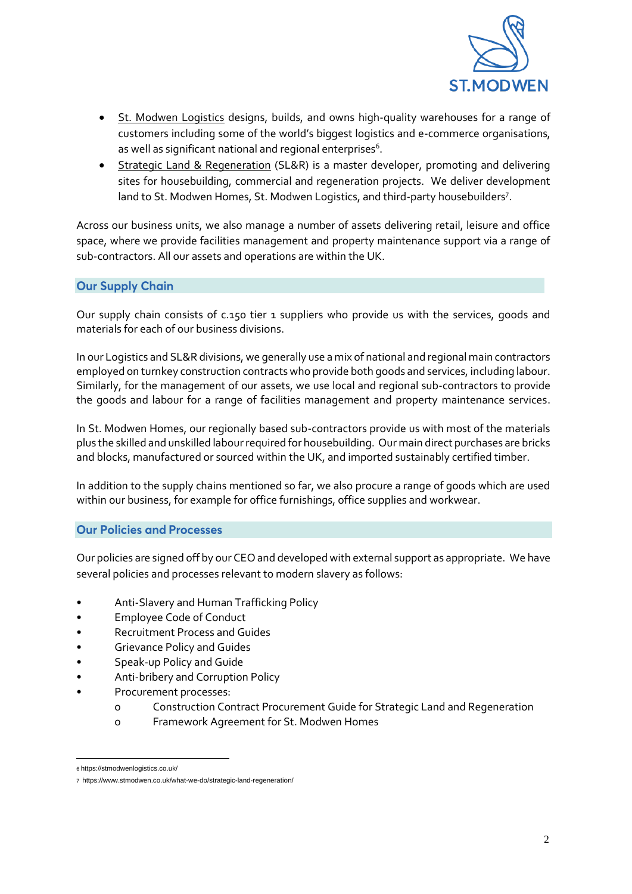- St. Modwen Logistics designs, builds, and owns high-quality warehouses for a range of customers including some of the world's biggest logistics and e-commerce organisations, as well as significant national and regional enterprises[6].
- Strategic Land & Regeneration (SL&R) is a master developer, promoting and delivering sites for housebuilding, commercial and regeneration projects. We deliver development land to St. Modwen Homes, St. Modwen Logistics, and third-party housebuilders[7].

Across our business units, we also manage a number of assets delivering retail, leisure and office space, where we provide facilities management and property maintenance support via a range of sub-contractors. All our assets and operations are within the UK.

## Our Supply Chain

Our supply chain consists of c.150 tier 1 suppliers who provide us with the services, goods and materials for each of our business divisions.

In our Logistics and SL&R divisions, we generally use a mix of national and regional main contractors employed on turnkey construction contracts who provide both goods and services, including labour. Similarly, for the management of our assets, we use local and regional sub-contractors to provide the goods and labour for a range of facilities management and property maintenance services.

In St. Modwen Homes, our regionally based sub-contractors provide us with most of the materials plus the skilled and unskilled labour required for housebuilding. Our main direct purchases are bricks and blocks, manufactured or sourced within the UK, and imported sustainably certified timber.

In addition to the supply chains mentioned so far, we also procure a range of goods which are used within our business, for example for office furnishings, office supplies and workwear.

## Our Policies and Processes

Our policies are signed off by our CEO and developed with external support as appropriate. We have several policies and processes relevant to modern slavery as follows:

- Anti-Slavery and Human Trafficking Policy
- Employee Code of Conduct
- Recruitment Process and Guides
- Grievance Policy and Guides
- Speak-up Policy and Guide
- Anti-bribery and Corruption Policy
- Procurement processes:
  - Construction Contract Procurement Guide for Strategic Land and Regeneration
  - Framework Agreement for St. Modwen Homes

[6] https://stmodwenlogistics.co.uk/

[7] https://www.stmodwen.co.uk/what-we-do/strategic-land-regeneration/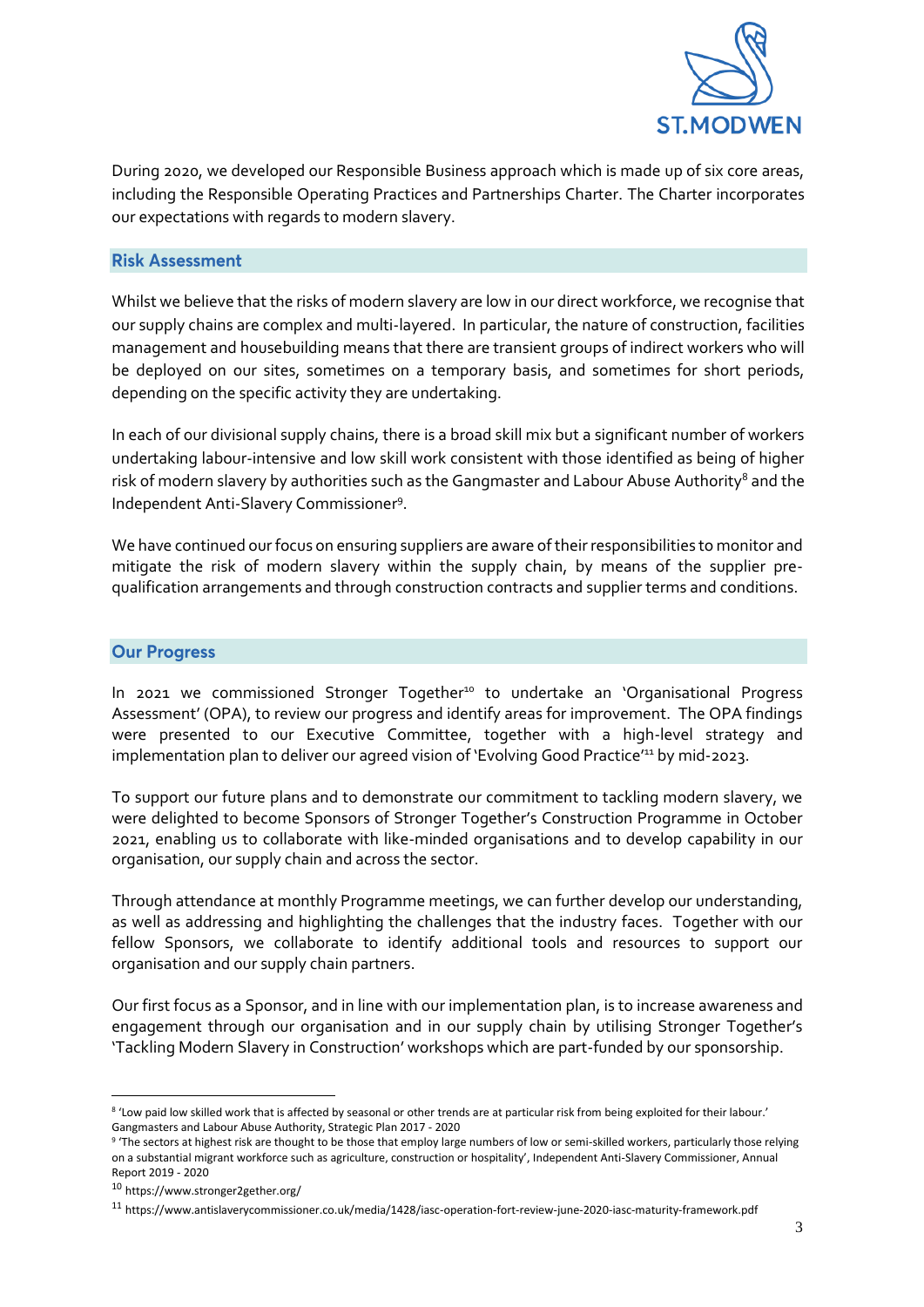During 2020, we developed our Responsible Business approach which is made up of six core areas, including the Responsible Operating Practices and Partnerships Charter. The Charter incorporates our expectations with regards to modern slavery.

## Risk Assessment

Whilst we believe that the risks of modern slavery are low in our direct workforce, we recognise that our supply chains are complex and multi-layered. In particular, the nature of construction, facilities management and housebuilding means that there are transient groups of indirect workers who will be deployed on our sites, sometimes on a temporary basis, and sometimes for short periods, depending on the specific activity they are undertaking.

In each of our divisional supply chains, there is a broad skill mix but a significant number of workers undertaking labour-intensive and low skill work consistent with those identified as being of higher risk of modern slavery by authorities such as the Gangmaster and Labour Abuse Authority[8] and the Independent Anti-Slavery Commissioner[9].

We have continued our focus on ensuring suppliers are aware of their responsibilities to monitor and mitigate the risk of modern slavery within the supply chain, by means of the supplier pre-qualification arrangements and through construction contracts and supplier terms and conditions.

## Our Progress

In 2021 we commissioned Stronger Together[10] to undertake an 'Organisational Progress Assessment' (OPA), to review our progress and identify areas for improvement. The OPA findings were presented to our Executive Committee, together with a high-level strategy and implementation plan to deliver our agreed vision of 'Evolving Good Practice'[11] by mid-2023.

To support our future plans and to demonstrate our commitment to tackling modern slavery, we were delighted to become Sponsors of Stronger Together's Construction Programme in October 2021, enabling us to collaborate with like-minded organisations and to develop capability in our organisation, our supply chain and across the sector.

Through attendance at monthly Programme meetings, we can further develop our understanding, as well as addressing and highlighting the challenges that the industry faces. Together with our fellow Sponsors, we collaborate to identify additional tools and resources to support our organisation and our supply chain partners.

Our first focus as a Sponsor, and in line with our implementation plan, is to increase awareness and engagement through our organisation and in our supply chain by utilising Stronger Together's 'Tackling Modern Slavery in Construction' workshops which are part-funded by our sponsorship.

---

[8] 'Low paid low skilled work that is affected by seasonal or other trends are at particular risk from being exploited for their labour.' Gangmasters and Labour Abuse Authority, Strategic Plan 2017 - 2020

[9] 'The sectors at highest risk are thought to be those that employ large numbers of low or semi-skilled workers, particularly those relying on a substantial migrant workforce such as agriculture, construction or hospitality', Independent Anti-Slavery Commissioner, Annual Report 2019 - 2020

[10] https://www.stronger2gether.org/

[11] https://www.antislaverycommissioner.co.uk/media/1428/iasc-operation-fort-review-june-2020-iasc-maturity-framework.pdf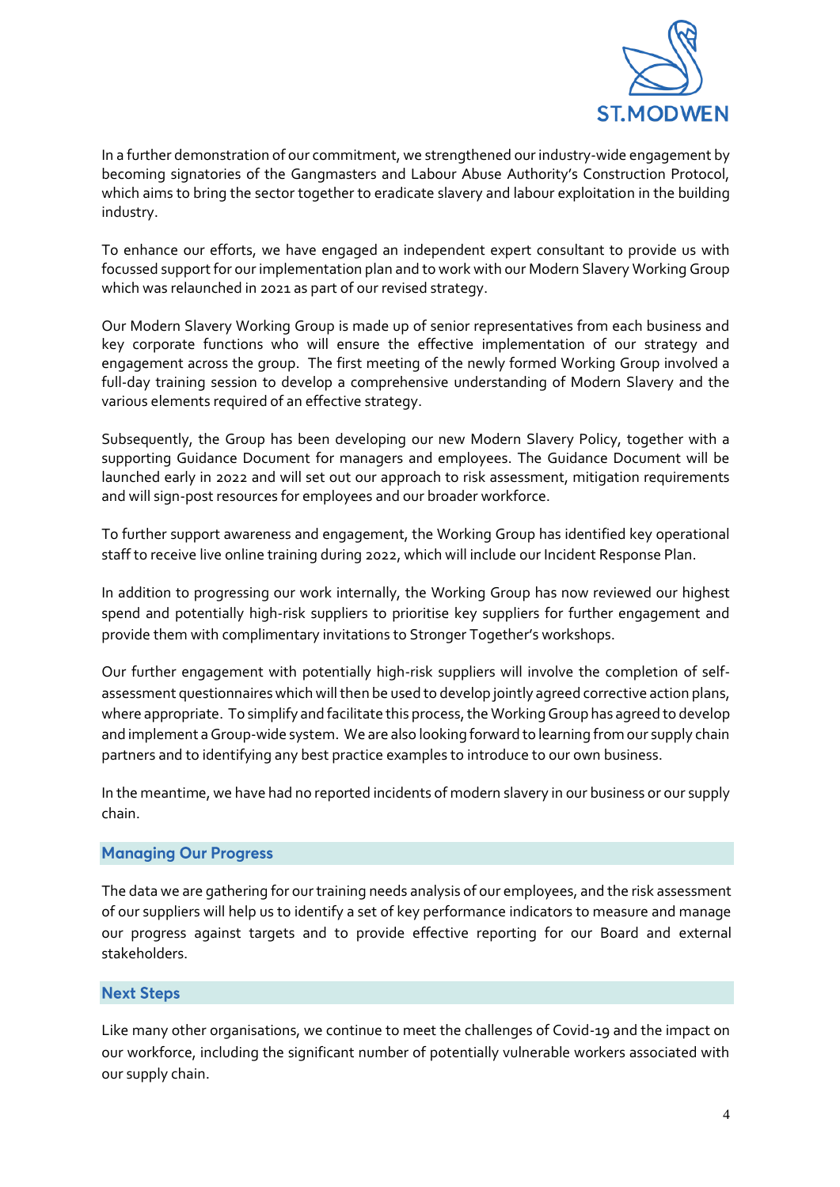In a further demonstration of our commitment, we strengthened our industry-wide engagement by becoming signatories of the Gangmasters and Labour Abuse Authority's Construction Protocol, which aims to bring the sector together to eradicate slavery and labour exploitation in the building industry.

To enhance our efforts, we have engaged an independent expert consultant to provide us with focussed support for our implementation plan and to work with our Modern Slavery Working Group which was relaunched in 2021 as part of our revised strategy.

Our Modern Slavery Working Group is made up of senior representatives from each business and key corporate functions who will ensure the effective implementation of our strategy and engagement across the group. The first meeting of the newly formed Working Group involved a full-day training session to develop a comprehensive understanding of Modern Slavery and the various elements required of an effective strategy.

Subsequently, the Group has been developing our new Modern Slavery Policy, together with a supporting Guidance Document for managers and employees. The Guidance Document will be launched early in 2022 and will set out our approach to risk assessment, mitigation requirements and will sign-post resources for employees and our broader workforce.

To further support awareness and engagement, the Working Group has identified key operational staff to receive live online training during 2022, which will include our Incident Response Plan.

In addition to progressing our work internally, the Working Group has now reviewed our highest spend and potentially high-risk suppliers to prioritise key suppliers for further engagement and provide them with complimentary invitations to Stronger Together's workshops.

Our further engagement with potentially high-risk suppliers will involve the completion of self-assessment questionnaires which will then be used to develop jointly agreed corrective action plans, where appropriate. To simplify and facilitate this process, the Working Group has agreed to develop and implement a Group-wide system. We are also looking forward to learning from our supply chain partners and to identifying any best practice examples to introduce to our own business.

In the meantime, we have had no reported incidents of modern slavery in our business or our supply chain.

## Managing Our Progress

The data we are gathering for our training needs analysis of our employees, and the risk assessment of our suppliers will help us to identify a set of key performance indicators to measure and manage our progress against targets and to provide effective reporting for our Board and external stakeholders.

## Next Steps

Like many other organisations, we continue to meet the challenges of Covid-19 and the impact on our workforce, including the significant number of potentially vulnerable workers associated with our supply chain.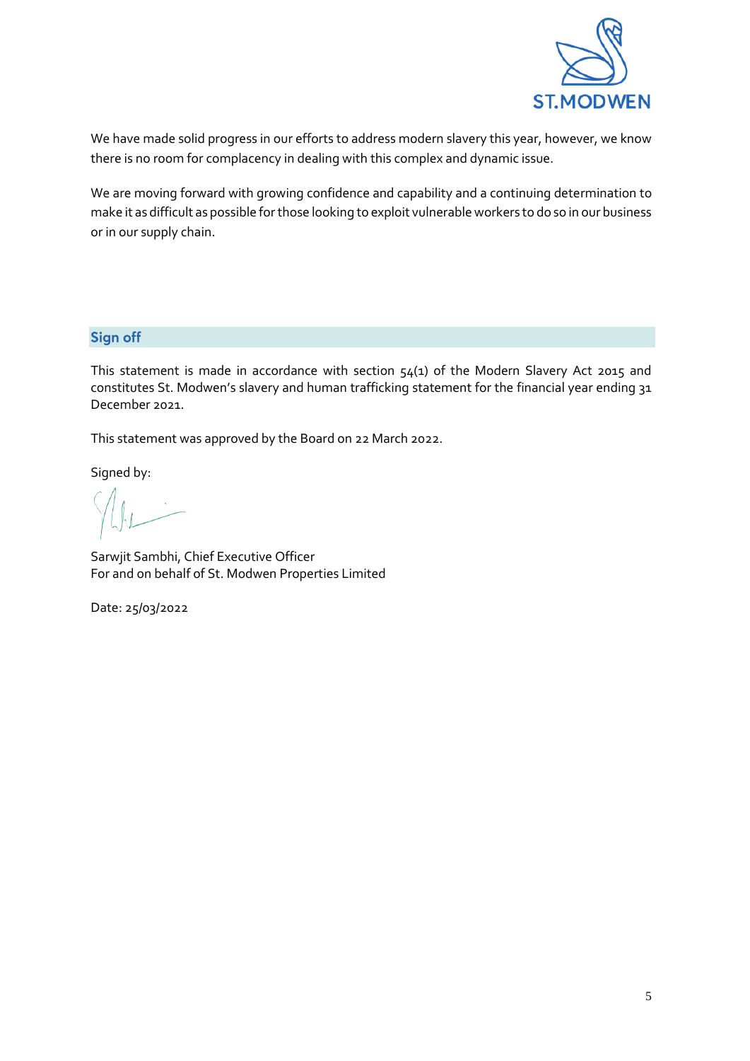We have made solid progress in our efforts to address modern slavery this year, however, we know there is no room for complacency in dealing with this complex and dynamic issue.

We are moving forward with growing confidence and capability and a continuing determination to make it as difficult as possible for those looking to exploit vulnerable workers to do so in our business or in our supply chain.

## Sign off

This statement is made in accordance with section 54(1) of the Modern Slavery Act 2015 and constitutes St. Modwen's slavery and human trafficking statement for the financial year ending 31 December 2021.

This statement was approved by the Board on 22 March 2022.

Signed by:

Sarwjit Sambhi, Chief Executive Officer
For and on behalf of St. Modwen Properties Limited

Date: 25/03/2022